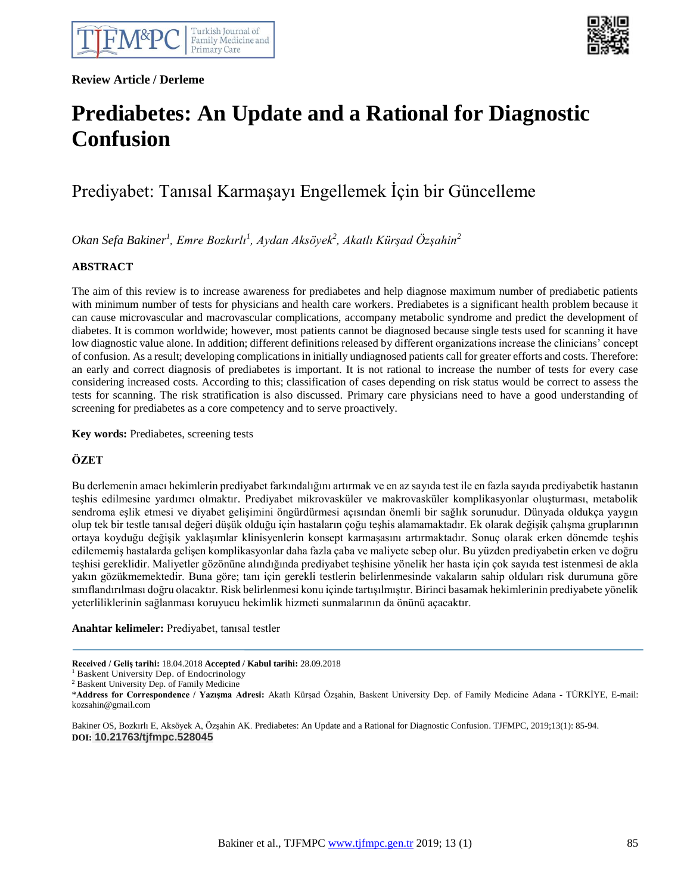**Review Article / Derleme**

# Prediabetes: An Update and a Rational for Diagnostic Confusion

## Prediyabet: Tanısal Karmaşayı Engellemek İçin bir Güncelleme

*Okan Sefa Bakiner[1], Emre Bozkırlı[1], Aydan Aksöyek[2], Akatlı Kürşad Özşahin[2]*

### ABSTRACT

The aim of this review is to increase awareness for prediabetes and help diagnose maximum number of prediabetic patients with minimum number of tests for physicians and health care workers. Prediabetes is a significant health problem because it can cause microvascular and macrovascular complications, accompany metabolic syndrome and predict the development of diabetes. It is common worldwide; however, most patients cannot be diagnosed because single tests used for scanning it have low diagnostic value alone. In addition; different definitions released by different organizations increase the clinicians' concept of confusion. As a result; developing complications in initially undiagnosed patients call for greater efforts and costs. Therefore: an early and correct diagnosis of prediabetes is important. It is not rational to increase the number of tests for every case considering increased costs. According to this; classification of cases depending on risk status would be correct to assess the tests for scanning. The risk stratification is also discussed. Primary care physicians need to have a good understanding of screening for prediabetes as a core competency and to serve proactively.

**Key words:** Prediabetes, screening tests

### ÖZET

Bu derlemenin amacı hekimlerin prediyabet farkındalığını artırmak ve en az sayıda test ile en fazla sayıda prediyabetik hastanın teşhis edilmesine yardımcı olmaktır. Prediyabet mikrovasküler ve makrovasküler komplikasyonlar oluşturması, metabolik sendroma eşlik etmesi ve diyabet gelişimini öngürdürmesi açısından önemli bir sağlık sorunudur. Dünyada oldukça yaygın olup tek bir testle tanısal değeri düşük olduğu için hastaların çoğu teşhis alamamaktadır. Ek olarak değişik çalışma gruplarının ortaya koyduğu değişik yaklaşımlar klinisyenlerin konsept karmaşasını artırmaktadır. Sonuç olarak erken dönemde teşhis edilememiş hastalarda gelişen komplikasyonlar daha fazla çaba ve maliyete sebep olur. Bu yüzden prediyabetin erken ve doğru teşhisi gereklidir. Maliyetler gözönüne alındığında prediyabet teşhisine yönelik her hasta için çok sayıda test istenmesi de akla yakın gözükmemektedir. Buna göre; tanı için gerekli testlerin belirlenmesinde vakaların sahip oldukları risk durumuna göre sınıflandırılması doğru olacaktır. Risk belirlenmesi konu içinde tartışılmıştır. Birinci basamak hekimlerinin prediyabete yönelik yeterliliklerinin sağlanması koruyucu hekimlik hizmeti sunmalarının da önünü açacaktır.

**Anahtar kelimeler:** Prediyabet, tanısal testler

---

**Received / Geliş tarihi:** 18.04.2018 **Accepted / Kabul tarihi:** 28.09.2018

[1] Baskent University Dep. of Endocrinology

[2] Baskent University Dep. of Family Medicine

\***Address for Correspondence / Yazışma Adresi:** Akatlı Kürşad Özşahin, Baskent University Dep. of Family Medicine Adana - TÜRKİYE, E-mail: kozsahin@gmail.com

Bakiner OS, Bozkırlı E, Aksöyek A, Özşahin AK. Prediabetes: An Update and a Rational for Diagnostic Confusion. TJFMPC, 2019;13(1): 85-94.

**DOI:** 10.21763/tjfmpc.528045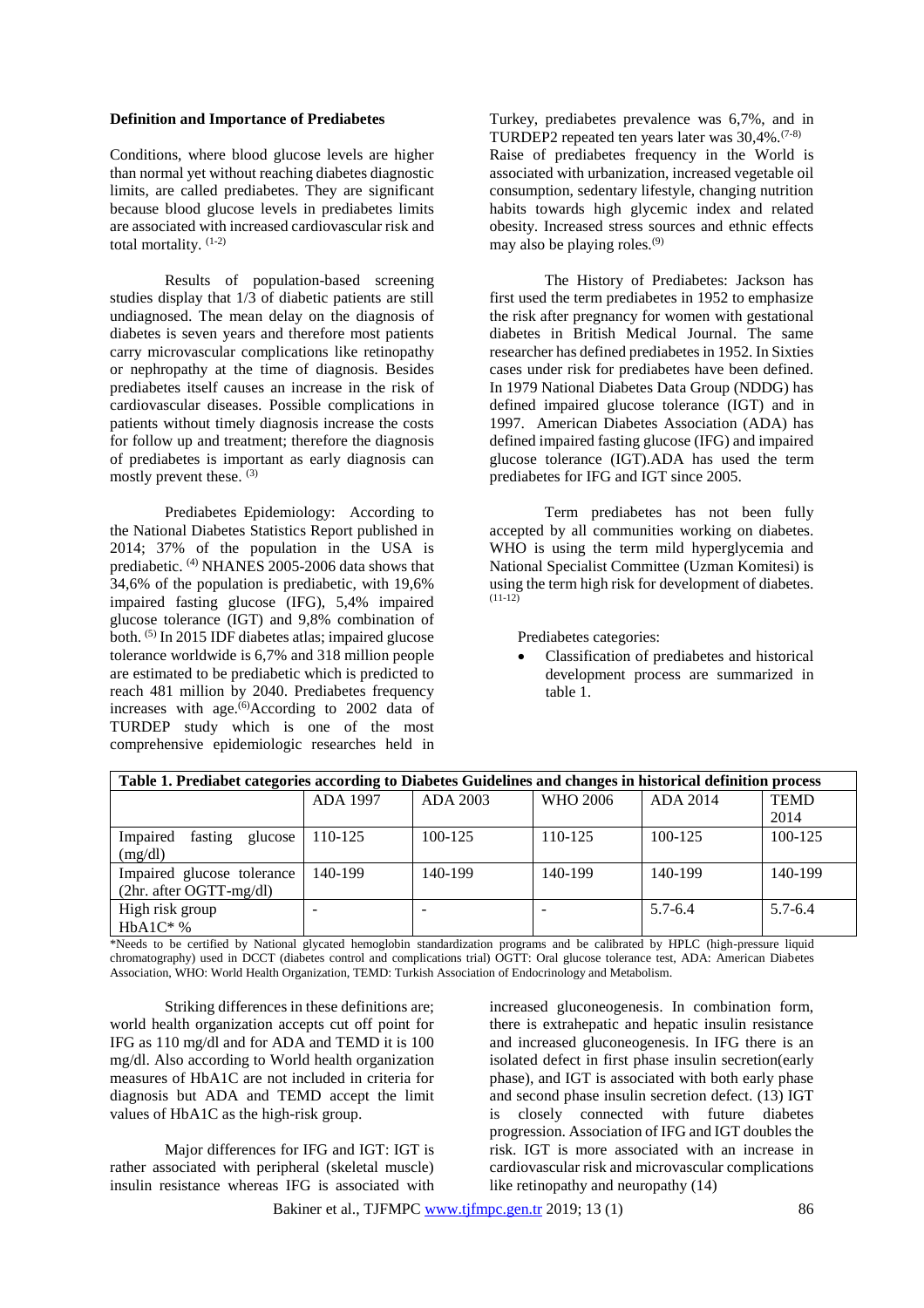**Definition and Importance of Prediabetes**

Conditions, where blood glucose levels are higher than normal yet without reaching diabetes diagnostic limits, are called prediabetes. They are significant because blood glucose levels in prediabetes limits are associated with increased cardiovascular risk and total mortality. [1-2]

Results of population-based screening studies display that 1/3 of diabetic patients are still undiagnosed. The mean delay on the diagnosis of diabetes is seven years and therefore most patients carry microvascular complications like retinopathy or nephropathy at the time of diagnosis. Besides prediabetes itself causes an increase in the risk of cardiovascular diseases. Possible complications in patients without timely diagnosis increase the costs for follow up and treatment; therefore the diagnosis of prediabetes is important as early diagnosis can mostly prevent these. [3]

Prediabetes Epidemiology: According to the National Diabetes Statistics Report published in 2014; 37% of the population in the USA is prediabetic. [4] NHANES 2005-2006 data shows that 34,6% of the population is prediabetic, with 19,6% impaired fasting glucose (IFG), 5,4% impaired glucose tolerance (IGT) and 9,8% combination of both. [5] In 2015 IDF diabetes atlas; impaired glucose tolerance worldwide is 6,7% and 318 million people are estimated to be prediabetic which is predicted to reach 481 million by 2040. Prediabetes frequency increases with age.[6] According to 2002 data of TURDEP study which is one of the most comprehensive epidemiologic researches held in Turkey, prediabetes prevalence was 6,7%, and in TURDEP2 repeated ten years later was 30,4%.[7-8] Raise of prediabetes frequency in the World is associated with urbanization, increased vegetable oil consumption, sedentary lifestyle, changing nutrition habits towards high glycemic index and related obesity. Increased stress sources and ethnic effects may also be playing roles.[9]

The History of Prediabetes: Jackson has first used the term prediabetes in 1952 to emphasize the risk after pregnancy for women with gestational diabetes in British Medical Journal. The same researcher has defined prediabetes in 1952. In Sixties cases under risk for prediabetes have been defined. In 1979 National Diabetes Data Group (NDDG) has defined impaired glucose tolerance (IGT) and in 1997. American Diabetes Association (ADA) has defined impaired fasting glucose (IFG) and impaired glucose tolerance (IGT).ADA has used the term prediabetes for IFG and IGT since 2005.

Term prediabetes has not been fully accepted by all communities working on diabetes. WHO is using the term mild hyperglycemia and National Specialist Committee (Uzman Komitesi) is using the term high risk for development of diabetes. [11-12]

Prediabetes categories:

- Classification of prediabetes and historical development process are summarized in table 1.

**Table 1. Prediabet categories according to Diabetes Guidelines and changes in historical definition process**

| | ADA 1997 | ADA 2003 | WHO 2006 | ADA 2014 | TEMD 2014 |
|---|---|---|---|---|---|
| Impaired fasting glucose (mg/dl) | 110-125 | 100-125 | 110-125 | 100-125 | 100-125 |
| Impaired glucose tolerance (2hr. after OGTT-mg/dl) | 140-199 | 140-199 | 140-199 | 140-199 | 140-199 |
| High risk group HbA1C* % | - | - | - | 5.7-6.4 | 5.7-6.4 |

*Needs to be certified by National glycated hemoglobin standardization programs and be calibrated by HPLC (high-pressure liquid chromatography) used in DCCT (diabetes control and complications trial) OGTT: Oral glucose tolerance test, ADA: American Diabetes Association, WHO: World Health Organization, TEMD: Turkish Association of Endocrinology and Metabolism.

Striking differences in these definitions are; world health organization accepts cut off point for IFG as 110 mg/dl and for ADA and TEMD it is 100 mg/dl. Also according to World health organization measures of HbA1C are not included in criteria for diagnosis but ADA and TEMD accept the limit values of HbA1C as the high-risk group.

Major differences for IFG and IGT: IGT is rather associated with peripheral (skeletal muscle) insulin resistance whereas IFG is associated with increased gluconeogenesis. In combination form, there is extrahepatic and hepatic insulin resistance and increased gluconeogenesis. In IFG there is an isolated defect in first phase insulin secretion(early phase), and IGT is associated with both early phase and second phase insulin secretion defect. (13) IGT is closely connected with future diabetes progression. Association of IFG and IGT doubles the risk. IGT is more associated with an increase in cardiovascular risk and microvascular complications like retinopathy and neuropathy (14)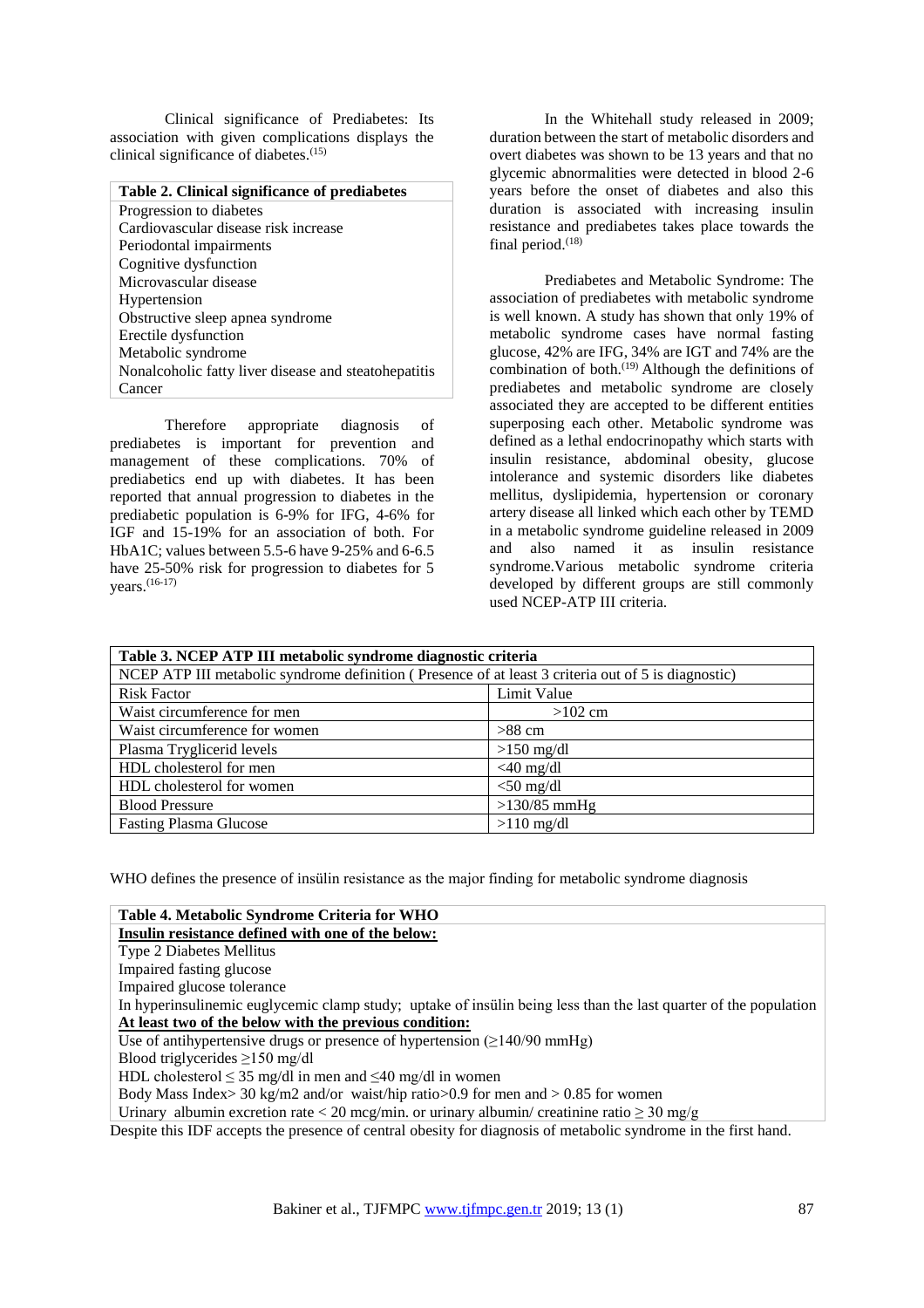Clinical significance of Prediabetes: Its association with given complications displays the clinical significance of diabetes.[15]

| Table 2. Clinical significance of prediabetes |
|---|
| Progression to diabetes |
| Cardiovascular disease risk increase |
| Periodontal impairments |
| Cognitive dysfunction |
| Microvascular disease |
| Hypertension |
| Obstructive sleep apnea syndrome |
| Erectile dysfunction |
| Metabolic syndrome |
| Nonalcoholic fatty liver disease and steatohepatitis |
| Cancer |

Therefore appropriate diagnosis of prediabetes is important for prevention and management of these complications. 70% of prediabetics end up with diabetes. It has been reported that annual progression to diabetes in the prediabetic population is 6-9% for IFG, 4-6% for IGF and 15-19% for an association of both. For HbA1C; values between 5.5-6 have 9-25% and 6-6.5 have 25-50% risk for progression to diabetes for 5 years.[16-17]

In the Whitehall study released in 2009; duration between the start of metabolic disorders and overt diabetes was shown to be 13 years and that no glycemic abnormalities were detected in blood 2-6 years before the onset of diabetes and also this duration is associated with increasing insulin resistance and prediabetes takes place towards the final period.[18]

Prediabetes and Metabolic Syndrome: The association of prediabetes with metabolic syndrome is well known. A study has shown that only 19% of metabolic syndrome cases have normal fasting glucose, 42% are IFG, 34% are IGT and 74% are the combination of both.[19] Although the definitions of prediabetes and metabolic syndrome are closely associated they are accepted to be different entities superposing each other. Metabolic syndrome was defined as a lethal endocrinopathy which starts with insulin resistance, abdominal obesity, glucose intolerance and systemic disorders like diabetes mellitus, dyslipidemia, hypertension or coronary artery disease all linked which each other by TEMD in a metabolic syndrome guideline released in 2009 and also named it as insulin resistance syndrome.Various metabolic syndrome criteria developed by different groups are still commonly used NCEP-ATP III criteria.

| **Table 3. NCEP ATP III metabolic syndrome diagnostic criteria** | |
|---|---|
| NCEP ATP III metabolic syndrome definition ( Presence of at least 3 criteria out of 5 is diagnostic) | |
| Risk Factor | Limit Value |
| Waist circumference for men | >102 cm |
| Waist circumference for women | >88 cm |
| Plasma Tryglicerid levels | >150 mg/dl |
| HDL cholesterol for men | <40 mg/dl |
| HDL cholesterol for women | <50 mg/dl |
| Blood Pressure | >130/85 mmHg |
| Fasting Plasma Glucose | >110 mg/dl |

WHO defines the presence of insülin resistance as the major finding for metabolic syndrome diagnosis

| **Table 4. Metabolic Syndrome Criteria for WHO** |
|---|
| **Insulin resistance defined with one of the below:** |
| Type 2 Diabetes Mellitus |
| Impaired fasting glucose |
| Impaired glucose tolerance |
| In hyperinsulinemic euglycemic clamp study; uptake of insülin being less than the last quarter of the population |
| **At least two of the below with the previous condition:** |
| Use of antihypertensive drugs or presence of hypertension (≥140/90 mmHg) |
| Blood triglycerides ≥150 mg/dl |
| HDL cholesterol ≤ 35 mg/dl in men and ≤40 mg/dl in women |
| Body Mass Index> 30 kg/m2 and/or waist/hip ratio>0.9 for men and > 0.85 for women |
| Urinary albumin excretion rate < 20 mcg/min. or urinary albumin/ creatinine ratio ≥ 30 mg/g |

Despite this IDF accepts the presence of central obesity for diagnosis of metabolic syndrome in the first hand.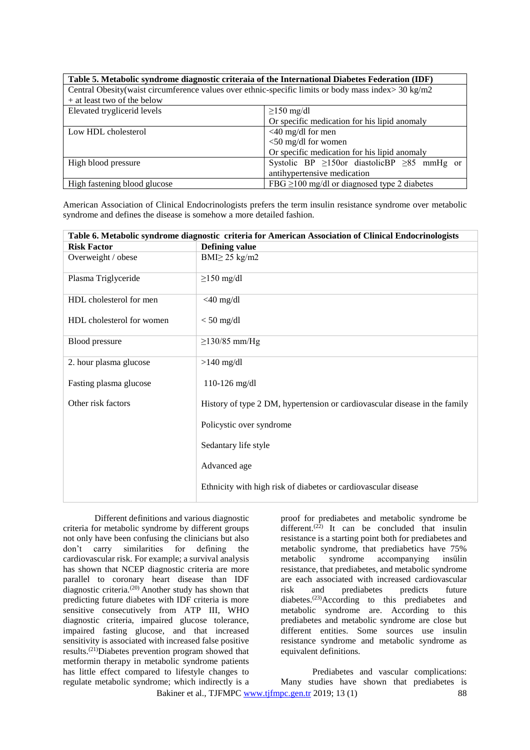| **Table 5. Metabolic syndrome diagnostic criteraia of the International Diabetes Federation (IDF)** | |
|---|---|
| Central Obesity(waist circumference values over ethnic-specific limits or body mass index> 30 kg/m2 + at least two of the below | |
| Elevated tryglicerid levels | ≥150 mg/dl<br>Or specific medication for his lipid anomaly |
| Low HDL cholesterol | <40 mg/dl for men<br><50 mg/dl for women<br>Or specific medication for his lipid anomaly |
| High blood pressure | Systolic BP ≥150or diastolicBP ≥85 mmHg or antihypertensive medication |
| High fastening blood glucose | FBG ≥100 mg/dl or diagnosed type 2 diabetes |

American Association of Clinical Endocrinologists prefers the term insulin resistance syndrome over metabolic syndrome and defines the disease is somehow a more detailed fashion.

| **Table 6. Metabolic syndrome diagnostic criteria for American Association of Clinical Endocrinologists** | |
|---|---|
| **Risk Factor** | **Defining value** |
| Overweight / obese | BMI≥ 25 kg/m2 |
| Plasma Triglyceride | ≥150 mg/dl |
| HDL cholesterol for men | <40 mg/dl |
| HDL cholesterol for women | < 50 mg/dl |
| Blood pressure | ≥130/85 mm/Hg |
| 2. hour plasma glucose | >140 mg/dl |
| Fasting plasma glucose | 110-126 mg/dl |
| Other risk factors | History of type 2 DM, hypertension or cardiovascular disease in the family |
| | Policystic over syndrome |
| | Sedantary life style |
| | Advanced age |
| | Ethnicity with high risk of diabetes or cardiovascular disease |

Different definitions and various diagnostic criteria for metabolic syndrome by different groups not only have been confusing the clinicians but also don't carry similarities for defining the cardiovascular risk. For example; a survival analysis has shown that NCEP diagnostic criteria are more parallel to coronary heart disease than IDF diagnostic criteria.[20] Another study has shown that predicting future diabetes with IDF criteria is more sensitive consecutively from ATP III, WHO diagnostic criteria, impaired glucose tolerance, impaired fasting glucose, and that increased sensitivity is associated with increased false positive results.[21]Diabetes prevention program showed that metformin therapy in metabolic syndrome patients has little effect compared to lifestyle changes to regulate metabolic syndrome; which indirectly is a proof for prediabetes and metabolic syndrome be different.[22] It can be concluded that insulin resistance is a starting point both for prediabetes and metabolic syndrome, that prediabetics have 75% metabolic syndrome accompanying insülin resistance, that prediabetes, and metabolic syndrome are each associated with increased cardiovascular risk and prediabetes predicts future diabetes.[23]According to this prediabetes and metabolic syndrome are. According to this prediabetes and metabolic syndrome are close but different entities. Some sources use insulin resistance syndrome and metabolic syndrome as equivalent definitions.

Prediabetes and vascular complications: Many studies have shown that prediabetes is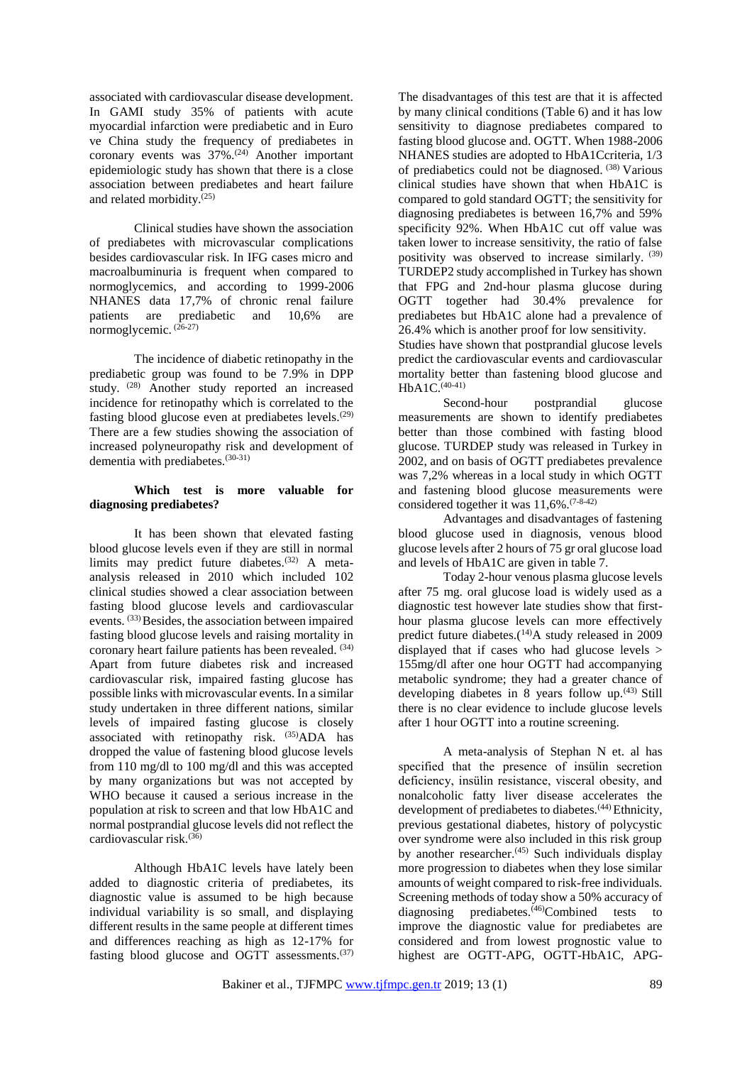associated with cardiovascular disease development. In GAMI study 35% of patients with acute myocardial infarction were prediabetic and in Euro ve China study the frequency of prediabetes in coronary events was 37%.[24] Another important epidemiologic study has shown that there is a close association between prediabetes and heart failure and related morbidity.[25]

Clinical studies have shown the association of prediabetes with microvascular complications besides cardiovascular risk. In IFG cases micro and macroalbuminuria is frequent when compared to normoglycemics, and according to 1999-2006 NHANES data 17,7% of chronic renal failure patients are prediabetic and 10,6% are normoglycemic. [26-27]

The incidence of diabetic retinopathy in the prediabetic group was found to be 7.9% in DPP study. [28] Another study reported an increased incidence for retinopathy which is correlated to the fasting blood glucose even at prediabetes levels.[29] There are a few studies showing the association of increased polyneuropathy risk and development of dementia with prediabetes.[30-31]

**Which test is more valuable for diagnosing prediabetes?**

It has been shown that elevated fasting blood glucose levels even if they are still in normal limits may predict future diabetes.[32] A meta-analysis released in 2010 which included 102 clinical studies showed a clear association between fasting blood glucose levels and cardiovascular events. [33] Besides, the association between impaired fasting blood glucose levels and raising mortality in coronary heart failure patients has been revealed. [34] Apart from future diabetes risk and increased cardiovascular risk, impaired fasting glucose has possible links with microvascular events. In a similar study undertaken in three different nations, similar levels of impaired fasting glucose is closely associated with retinopathy risk. [35]ADA has dropped the value of fastening blood glucose levels from 110 mg/dl to 100 mg/dl and this was accepted by many organizations but was not accepted by WHO because it caused a serious increase in the population at risk to screen and that low HbA1C and normal postprandial glucose levels did not reflect the cardiovascular risk.[36]

Although HbA1C levels have lately been added to diagnostic criteria of prediabetes, its diagnostic value is assumed to be high because individual variability is so small, and displaying different results in the same people at different times and differences reaching as high as 12-17% for fasting blood glucose and OGTT assessments.[37] The disadvantages of this test are that it is affected by many clinical conditions (Table 6) and it has low sensitivity to diagnose prediabetes compared to fasting blood glucose and. OGTT. When 1988-2006 NHANES studies are adopted to HbA1Ccriteria, 1/3 of prediabetics could not be diagnosed. [38] Various clinical studies have shown that when HbA1C is compared to gold standard OGTT; the sensitivity for diagnosing prediabetes is between 16,7% and 59% specificity 92%. When HbA1C cut off value was taken lower to increase sensitivity, the ratio of false positivity was observed to increase similarly. [39] TURDEP2 study accomplished in Turkey has shown that FPG and 2nd-hour plasma glucose during OGTT together had 30.4% prevalence for prediabetes but HbA1C alone had a prevalence of 26.4% which is another proof for low sensitivity.

Studies have shown that postprandial glucose levels predict the cardiovascular events and cardiovascular mortality better than fastening blood glucose and HbA1C.[40-41]

Second-hour postprandial glucose measurements are shown to identify prediabetes better than those combined with fasting blood glucose. TURDEP study was released in Turkey in 2002, and on basis of OGTT prediabetes prevalence was 7,2% whereas in a local study in which OGTT and fastening blood glucose measurements were considered together it was 11,6%.[7-8-42]

Advantages and disadvantages of fastening blood glucose used in diagnosis, venous blood glucose levels after 2 hours of 75 gr oral glucose load and levels of HbA1C are given in table 7.

Today 2-hour venous plasma glucose levels after 75 mg. oral glucose load is widely used as a diagnostic test however late studies show that first-hour plasma glucose levels can more effectively predict future diabetes.[14]A study released in 2009 displayed that if cases who had glucose levels > 155mg/dl after one hour OGTT had accompanying metabolic syndrome; they had a greater chance of developing diabetes in 8 years follow up.[43] Still there is no clear evidence to include glucose levels after 1 hour OGTT into a routine screening.

A meta-analysis of Stephan N et. al has specified that the presence of insülin secretion deficiency, insülin resistance, visceral obesity, and nonalcoholic fatty liver disease accelerates the development of prediabetes to diabetes.[44] Ethnicity, previous gestational diabetes, history of polycystic over syndrome were also included in this risk group by another researcher.[45] Such individuals display more progression to diabetes when they lose similar amounts of weight compared to risk-free individuals. Screening methods of today show a 50% accuracy of diagnosing prediabetes.[46]Combined tests to improve the diagnostic value for prediabetes are considered and from lowest prognostic value to highest are OGTT-APG, OGTT-HbA1C, APG-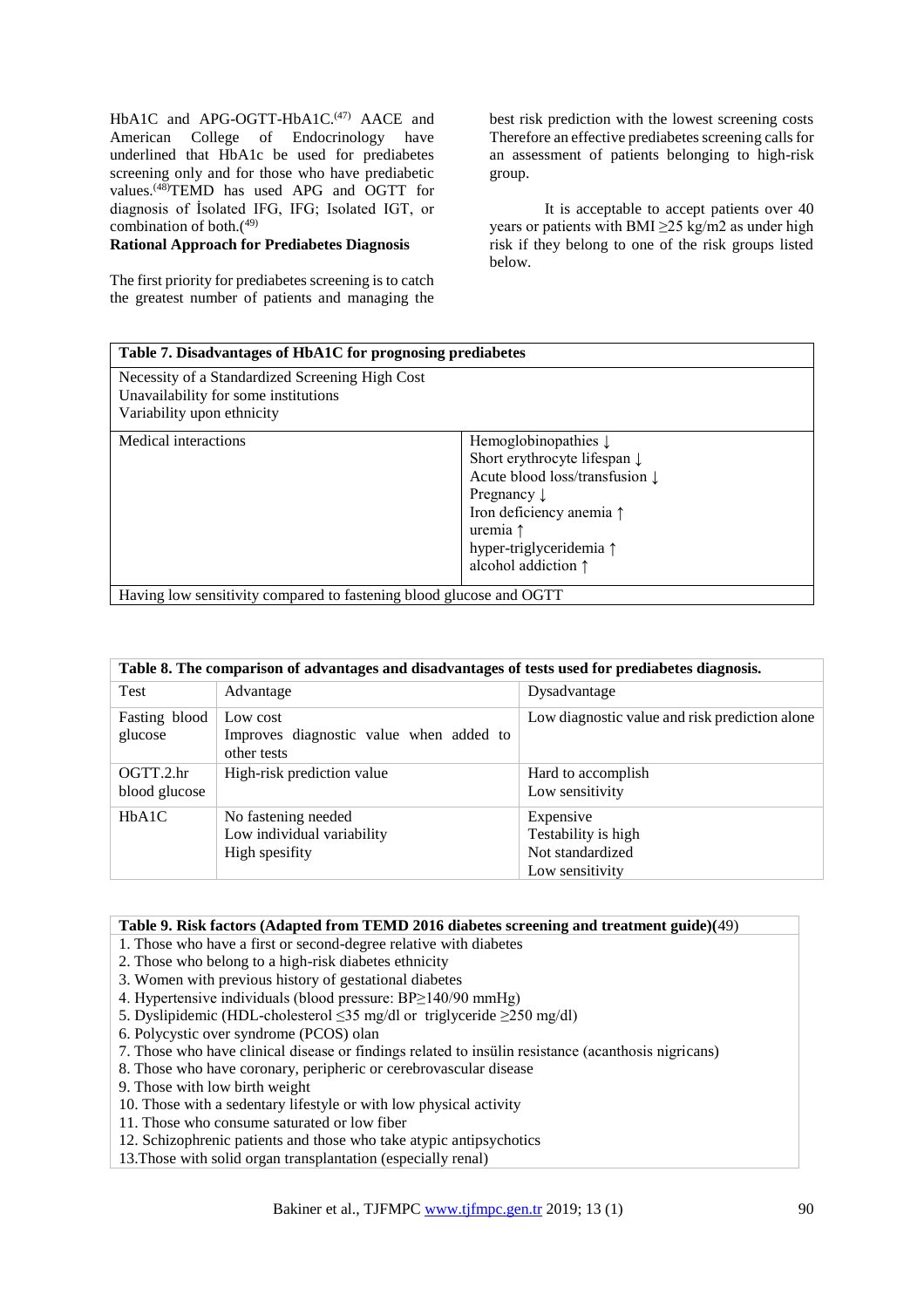HbA1C and APG-OGTT-HbA1C.[47] AACE and American College of Endocrinology have underlined that HbA1c be used for prediabetes screening only and for those who have prediabetic values.[48]TEMD has used APG and OGTT for diagnosis of İsolated IFG, IFG; Isolated IGT, or combination of both.[49]

**Rational Approach for Prediabetes Diagnosis**

The first priority for prediabetes screening is to catch the greatest number of patients and managing the best risk prediction with the lowest screening costs Therefore an effective prediabetes screening calls for an assessment of patients belonging to high-risk group.

It is acceptable to accept patients over 40 years or patients with BMI ≥25 kg/m2 as under high risk if they belong to one of the risk groups listed below.

| **Table 7. Disadvantages of HbA1C for prognosing prediabetes** | |
|---|---|
| Necessity of a Standardized Screening High Cost<br>Unavailability for some institutions<br>Variability upon ethnicity | |
| Medical interactions | Hemoglobinopathies ↓<br>Short erythrocyte lifespan ↓<br>Acute blood loss/transfusion ↓<br>Pregnancy ↓<br>Iron deficiency anemia ↑<br>uremia ↑<br>hyper-triglyceridemia ↑<br>alcohol addiction ↑ |
| Having low sensitivity compared to fastening blood glucose and OGTT | |

**Table 8. The comparison of advantages and disadvantages of tests used for prediabetes diagnosis.**

| Test | Advantage | Dysadvantage |
|---|---|---|
| Fasting blood glucose | Low cost<br>Improves diagnostic value when added to other tests | Low diagnostic value and risk prediction alone |
| OGTT.2.hr blood glucose | High-risk prediction value | Hard to accomplish<br>Low sensitivity |
| HbA1C | No fastening needed<br>Low individual variability<br>High spesifity | Expensive<br>Testability is high<br>Not standardized<br>Low sensitivity |

**Table 9. Risk factors (Adapted from TEMD 2016 diabetes screening and treatment guide)**(49)

1. Those who have a first or second-degree relative with diabetes
2. Those who belong to a high-risk diabetes ethnicity
3. Women with previous history of gestational diabetes
4. Hypertensive individuals (blood pressure: BP≥140/90 mmHg)
5. Dyslipidemic (HDL-cholesterol ≤35 mg/dl or triglyceride ≥250 mg/dl)
6. Polycystic over syndrome (PCOS) olan
7. Those who have clinical disease or findings related to insülin resistance (acanthosis nigricans)
8. Those who have coronary, peripheric or cerebrovascular disease
9. Those with low birth weight
10. Those with a sedentary lifestyle or with low physical activity
11. Those who consume saturated or low fiber
12. Schizophrenic patients and those who take atypic antipsychotics
13. Those with solid organ transplantation (especially renal)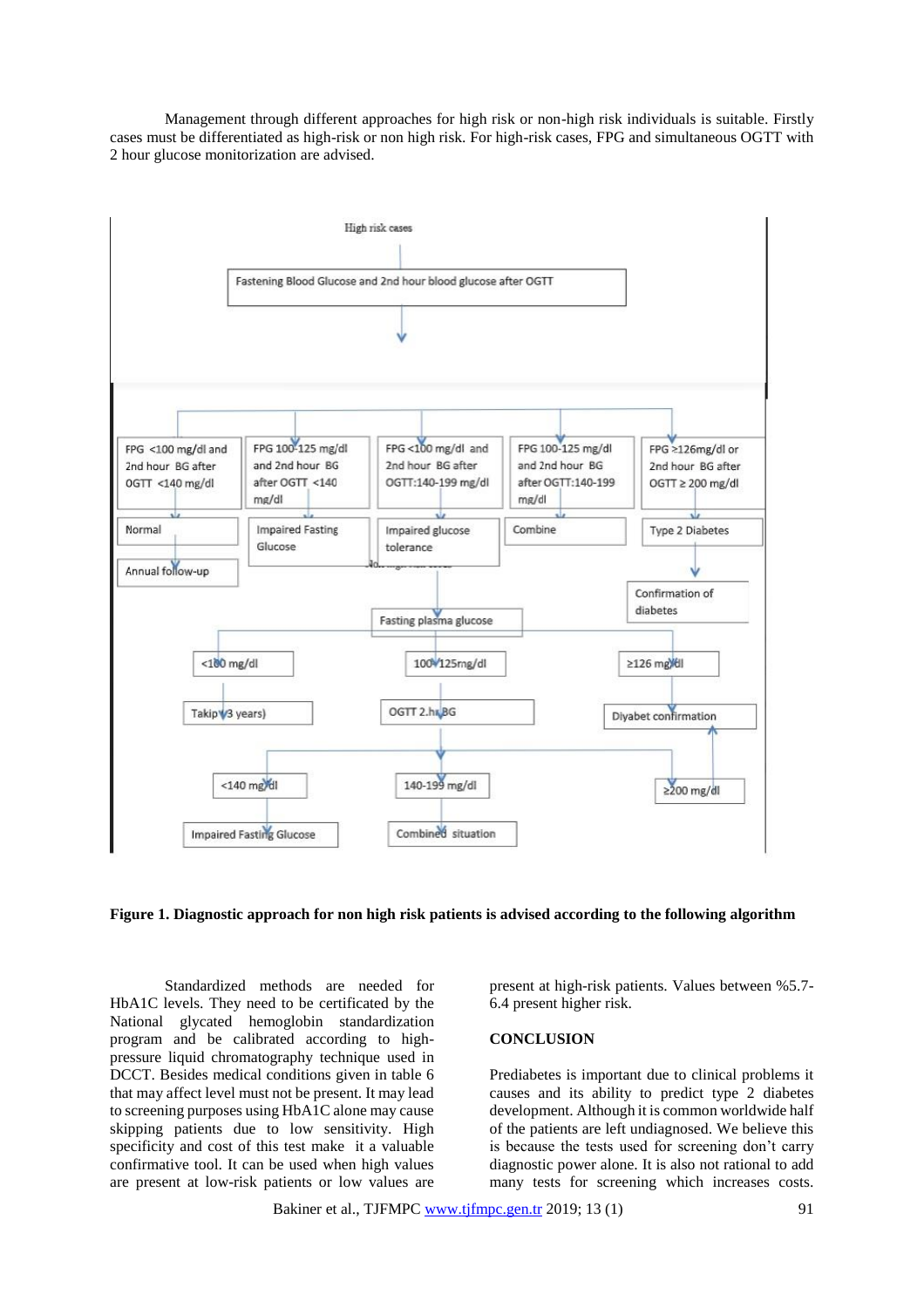Management through different approaches for high risk or non-high risk individuals is suitable. Firstly cases must be differentiated as high-risk or non high risk. For high-risk cases, FPG and simultaneous OGTT with 2 hour glucose monitorization are advised.

High risk cases

Fastening Blood Glucose and 2nd hour blood glucose after OGTT

- FPG <100 mg/dl and 2nd hour BG after OGTT <140 mg/dl → Normal → Annual follow-up
- FPG 100-125 mg/dl and 2nd hour BG after OGTT <140 mg/dl → Impaired Fasting Glucose
- FPG <100 mg/dl and 2nd hour BG after OGTT:140-199 mg/dl → Impaired glucose tolerance
- FPG 100-125 mg/dl and 2nd hour BG after OGTT:140-199 mg/dl → Combine
- FPG ≥126mg/dl or 2nd hour BG after OGTT ≥ 200 mg/dl → Type 2 Diabetes → Confirmation of diabetes

Fasting plasma glucose

- <100 mg/dl → Takip (3 years)
- 100-125mg/dl → OGTT 2.hr BG
  - <140 mg/dl → Impaired Fasting Glucose
  - 140-199 mg/dl → Combined situation
  - ≥200 mg/dl → Diyabet confirmation
- ≥126 mg/dl → Diyabet confirmation

**Figure 1. Diagnostic approach for non high risk patients is advised according to the following algorithm**

Standardized methods are needed for HbA1C levels. They need to be certificated by the National glycated hemoglobin standardization program and be calibrated according to high-pressure liquid chromatography technique used in DCCT. Besides medical conditions given in table 6 that may affect level must not be present. It may lead to screening purposes using HbA1C alone may cause skipping patients due to low sensitivity. High specificity and cost of this test make it a valuable confirmative tool. It can be used when high values are present at low-risk patients or low values are present at high-risk patients. Values between %5.7-6.4 present higher risk.

## CONCLUSION

Prediabetes is important due to clinical problems it causes and its ability to predict type 2 diabetes development. Although it is common worldwide half of the patients are left undiagnosed. We believe this is because the tests used for screening don't carry diagnostic power alone. It is also not rational to add many tests for screening which increases costs.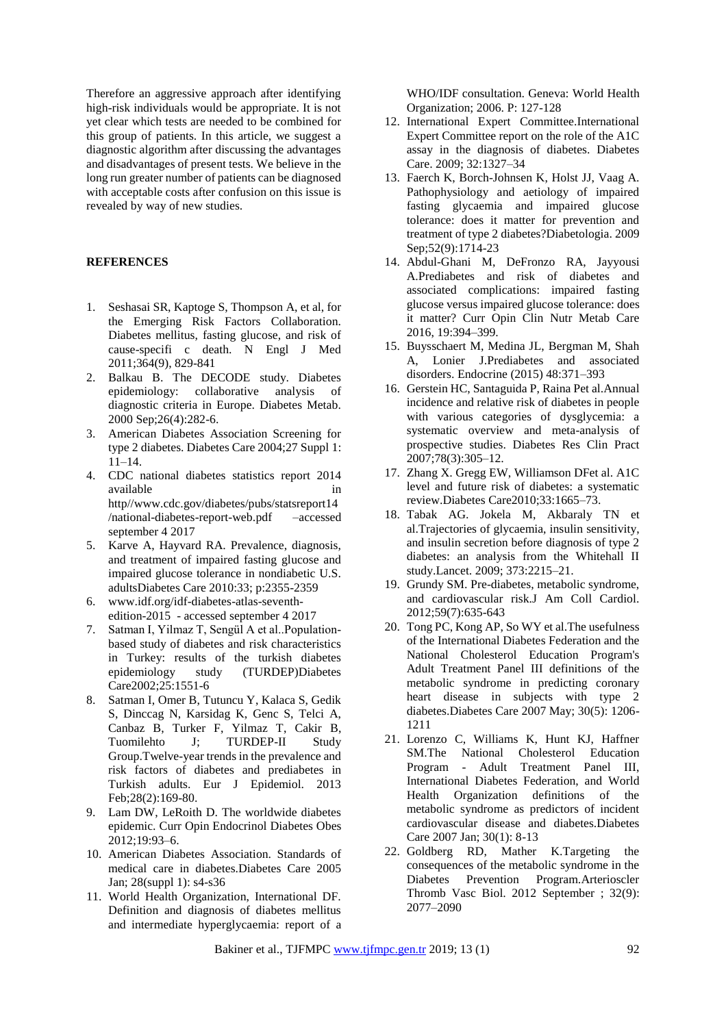Therefore an aggressive approach after identifying high-risk individuals would be appropriate. It is not yet clear which tests are needed to be combined for this group of patients. In this article, we suggest a diagnostic algorithm after discussing the advantages and disadvantages of present tests. We believe in the long run greater number of patients can be diagnosed with acceptable costs after confusion on this issue is revealed by way of new studies.

## REFERENCES

1. Seshasai SR, Kaptoge S, Thompson A, et al, for the Emerging Risk Factors Collaboration. Diabetes mellitus, fasting glucose, and risk of cause-specifi c death. N Engl J Med 2011;364(9), 829-841
2. Balkau B. The DECODE study. Diabetes epidemiology: collaborative analysis of diagnostic criteria in Europe. Diabetes Metab. 2000 Sep;26(4):282-6.
3. American Diabetes Association Screening for type 2 diabetes. Diabetes Care 2004;27 Suppl 1: 11–14.
4. CDC national diabetes statistics report 2014 available in http//www.cdc.gov/diabetes/pubs/statsreport14/national-diabetes-report-web.pdf –accessed september 4 2017
5. Karve A, Hayvard RA. Prevalence, diagnosis, and treatment of impaired fasting glucose and impaired glucose tolerance in nondiabetic U.S. adultsDiabetes Care 2010:33; p:2355-2359
6. www.idf.org/idf-diabetes-atlas-seventh-edition-2015 - accessed september 4 2017
7. Satman I, Yilmaz T, Sengül A et al..Population-based study of diabetes and risk characteristics in Turkey: results of the turkish diabetes epidemiology study (TURDEP)Diabetes Care2002;25:1551-6
8. Satman I, Omer B, Tutuncu Y, Kalaca S, Gedik S, Dinccag N, Karsidag K, Genc S, Telci A, Canbaz B, Turker F, Yilmaz T, Cakir B, Tuomilehto J; TURDEP-II Study Group.Twelve-year trends in the prevalence and risk factors of diabetes and prediabetes in Turkish adults. Eur J Epidemiol. 2013 Feb;28(2):169-80.
9. Lam DW, LeRoith D. The worldwide diabetes epidemic. Curr Opin Endocrinol Diabetes Obes 2012;19:93–6.
10. American Diabetes Association. Standards of medical care in diabetes.Diabetes Care 2005 Jan; 28(suppl 1): s4-s36
11. World Health Organization, International DF. Definition and diagnosis of diabetes mellitus and intermediate hyperglycaemia: report of a WHO/IDF consultation. Geneva: World Health Organization; 2006. P: 127-128
12. International Expert Committee.International Expert Committee report on the role of the A1C assay in the diagnosis of diabetes. Diabetes Care. 2009; 32:1327–34
13. Faerch K, Borch-Johnsen K, Holst JJ, Vaag A. Pathophysiology and aetiology of impaired fasting glycaemia and impaired glucose tolerance: does it matter for prevention and treatment of type 2 diabetes?Diabetologia. 2009 Sep;52(9):1714-23
14. Abdul-Ghani M, DeFronzo RA, Jayyousi A.Prediabetes and risk of diabetes and associated complications: impaired fasting glucose versus impaired glucose tolerance: does it matter? Curr Opin Clin Nutr Metab Care 2016, 19:394–399.
15. Buysschaert M, Medina JL, Bergman M, Shah A, Lonier J.Prediabetes and associated disorders. Endocrine (2015) 48:371–393
16. Gerstein HC, Santaguida P, Raina Pet al.Annual incidence and relative risk of diabetes in people with various categories of dysglycemia: a systematic overview and meta-analysis of prospective studies. Diabetes Res Clin Pract 2007;78(3):305–12.
17. Zhang X. Gregg EW, Williamson DFet al. A1C level and future risk of diabetes: a systematic review.Diabetes Care2010;33:1665–73.
18. Tabak AG. Jokela M, Akbaraly TN et al.Trajectories of glycaemia, insulin sensitivity, and insulin secretion before diagnosis of type 2 diabetes: an analysis from the Whitehall II study.Lancet. 2009; 373:2215–21.
19. Grundy SM. Pre-diabetes, metabolic syndrome, and cardiovascular risk.J Am Coll Cardiol. 2012;59(7):635-643
20. Tong PC, Kong AP, So WY et al.The usefulness of the International Diabetes Federation and the National Cholesterol Education Program's Adult Treatment Panel III definitions of the metabolic syndrome in predicting coronary heart disease in subjects with type 2 diabetes.Diabetes Care 2007 May; 30(5): 1206-1211
21. Lorenzo C, Williams K, Hunt KJ, Haffner SM.The National Cholesterol Education Program - Adult Treatment Panel III, International Diabetes Federation, and World Health Organization definitions of the metabolic syndrome as predictors of incident cardiovascular disease and diabetes.Diabetes Care 2007 Jan; 30(1): 8-13
22. Goldberg RD, Mather K.Targeting the consequences of the metabolic syndrome in the Diabetes Prevention Program.Arterioscler Thromb Vasc Biol. 2012 September ; 32(9): 2077–2090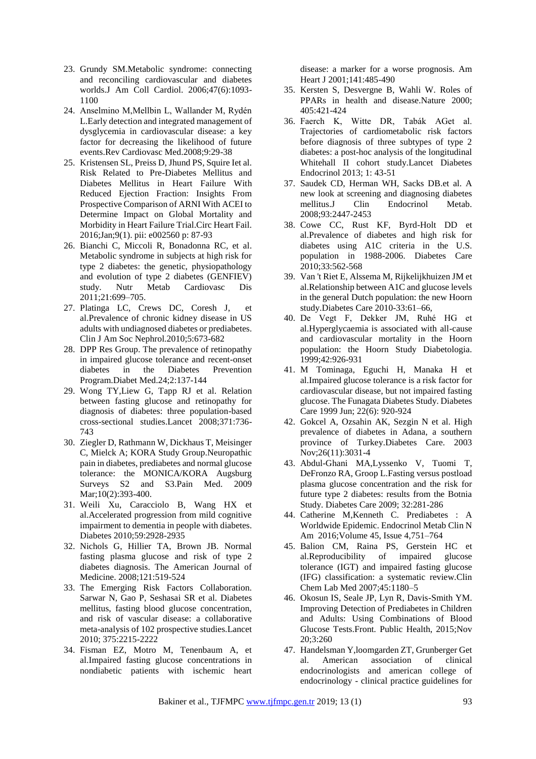23. Grundy SM.Metabolic syndrome: connecting and reconciling cardiovascular and diabetes worlds.J Am Coll Cardiol. 2006;47(6):1093-1100
24. Anselmino M,Mellbin L, Wallander M, Rydén L.Early detection and integrated management of dysglycemia in cardiovascular disease: a key factor for decreasing the likelihood of future events.Rev Cardiovasc Med.2008;9:29-38
25. Kristensen SL, Preiss D, Jhund PS, Squire Iet al. Risk Related to Pre-Diabetes Mellitus and Diabetes Mellitus in Heart Failure With Reduced Ejection Fraction: Insights From Prospective Comparison of ARNI With ACEI to Determine Impact on Global Mortality and Morbidity in Heart Failure Trial.Circ Heart Fail. 2016;Jan;9(1). pii: e002560 p: 87-93
26. Bianchi C, Miccoli R, Bonadonna RC, et al. Metabolic syndrome in subjects at high risk for type 2 diabetes: the genetic, physiopathology and evolution of type 2 diabetes (GENFIEV) study. Nutr Metab Cardiovasc Dis 2011;21:699–705.
27. Platinga LC, Crews DC, Coresh J, et al.Prevalence of chronic kidney disease in US adults with undiagnosed diabetes or prediabetes. Clin J Am Soc Nephrol.2010;5:673-682
28. DPP Res Group. The prevalence of retinopathy in impaired glucose tolerance and recent-onset diabetes in the Diabetes Prevention Program.Diabet Med.24;2:137-144
29. Wong TY,Liew G, Tapp RJ et al. Relation between fasting glucose and retinopathy for diagnosis of diabetes: three population-based cross-sectional studies.Lancet 2008;371:736-743
30. Ziegler D, Rathmann W, Dickhaus T, Meisinger C, Mielck A; KORA Study Group.Neuropathic pain in diabetes, prediabetes and normal glucose tolerance: the MONICA/KORA Augsburg Surveys S2 and S3.Pain Med. 2009 Mar;10(2):393-400.
31. Weili Xu, Caracciolo B, Wang HX et al.Accelerated progression from mild cognitive impairment to dementia in people with diabetes. Diabetes 2010;59:2928-2935
32. Nichols G, Hillier TA, Brown JB. Normal fasting plasma glucose and risk of type 2 diabetes diagnosis. The American Journal of Medicine. 2008;121:519-524
33. The Emerging Risk Factors Collaboration. Sarwar N, Gao P, Seshasai SR et al. Diabetes mellitus, fasting blood glucose concentration, and risk of vascular disease: a collaborative meta-analysis of 102 prospective studies.Lancet 2010; 375:2215-2222
34. Fisman EZ, Motro M, Tenenbaum A, et al.Impaired fasting glucose concentrations in nondiabetic patients with ischemic heart disease: a marker for a worse prognosis. Am Heart J 2001;141:485-490
35. Kersten S, Desvergne B, Wahli W. Roles of PPARs in health and disease.Nature 2000; 405:421-424
36. Faerch K, Witte DR, Tabák AGet al. Trajectories of cardiometabolic risk factors before diagnosis of three subtypes of type 2 diabetes: a post-hoc analysis of the longitudinal Whitehall II cohort study.Lancet Diabetes Endocrinol 2013; 1: 43-51
37. Saudek CD, Herman WH, Sacks DB.et al. A new look at screening and diagnosing diabetes mellitus.J Clin Endocrinol Metab. 2008;93:2447-2453
38. Cowe CC, Rust KF, Byrd-Holt DD et al.Prevalence of diabetes and high risk for diabetes using A1C criteria in the U.S. population in 1988-2006. Diabetes Care 2010;33:562-568
39. Van 't Riet E, Alssema M, Rijkelijkhuizen JM et al.Relationship between A1C and glucose levels in the general Dutch population: the new Hoorn study.Diabetes Care 2010-33:61–66,
40. De Vegt F, Dekker JM, Ruhé HG et al.Hyperglycaemia is associated with all-cause and cardiovascular mortality in the Hoorn population: the Hoorn Study Diabetologia. 1999;42:926-931
41. M Tominaga, Eguchi H, Manaka H et al.Impaired glucose tolerance is a risk factor for cardiovascular disease, but not impaired fasting glucose. The Funagata Diabetes Study. Diabetes Care 1999 Jun; 22(6): 920-924
42. Gokcel A, Ozsahin AK, Sezgin N et al. High prevalence of diabetes in Adana, a southern province of Turkey.Diabetes Care. 2003 Nov;26(11):3031-4
43. Abdul-Ghani MA,Lyssenko V, Tuomi T, DeFronzo RA, Groop L.Fasting versus postload plasma glucose concentration and the risk for future type 2 diabetes: results from the Botnia Study. Diabetes Care 2009; 32:281-286
44. Catherine M,Kenneth C. Prediabetes : A Worldwide Epidemic. Endocrinol Metab Clin N Am 2016;Volume 45, Issue 4,751–764
45. Balion CM, Raina PS, Gerstein HC et al.Reproducibility of impaired glucose tolerance (IGT) and impaired fasting glucose (IFG) classification: a systematic review.Clin Chem Lab Med 2007;45:1180–5
46. Okosun IS, Seale JP, Lyn R, Davis-Smith YM. Improving Detection of Prediabetes in Children and Adults: Using Combinations of Blood Glucose Tests.Front. Public Health, 2015;Nov 20;3:260
47. Handelsman Y,loomgarden ZT, Grunberger Get al. American association of clinical endocrinologists and american college of endocrinology - clinical practice guidelines for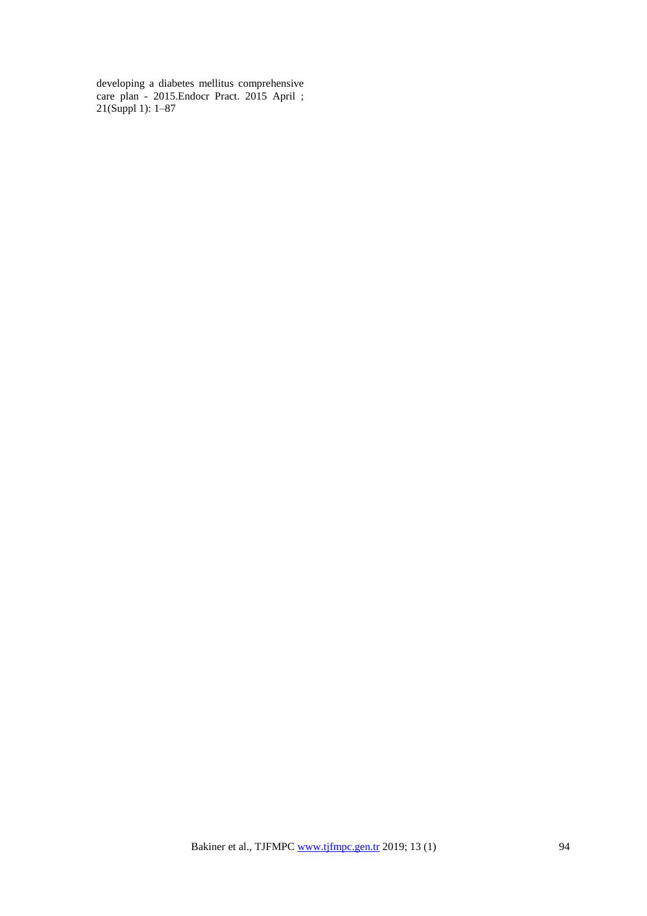developing a diabetes mellitus comprehensive care plan - 2015.Endocr Pract. 2015 April ; 21(Suppl 1): 1–87